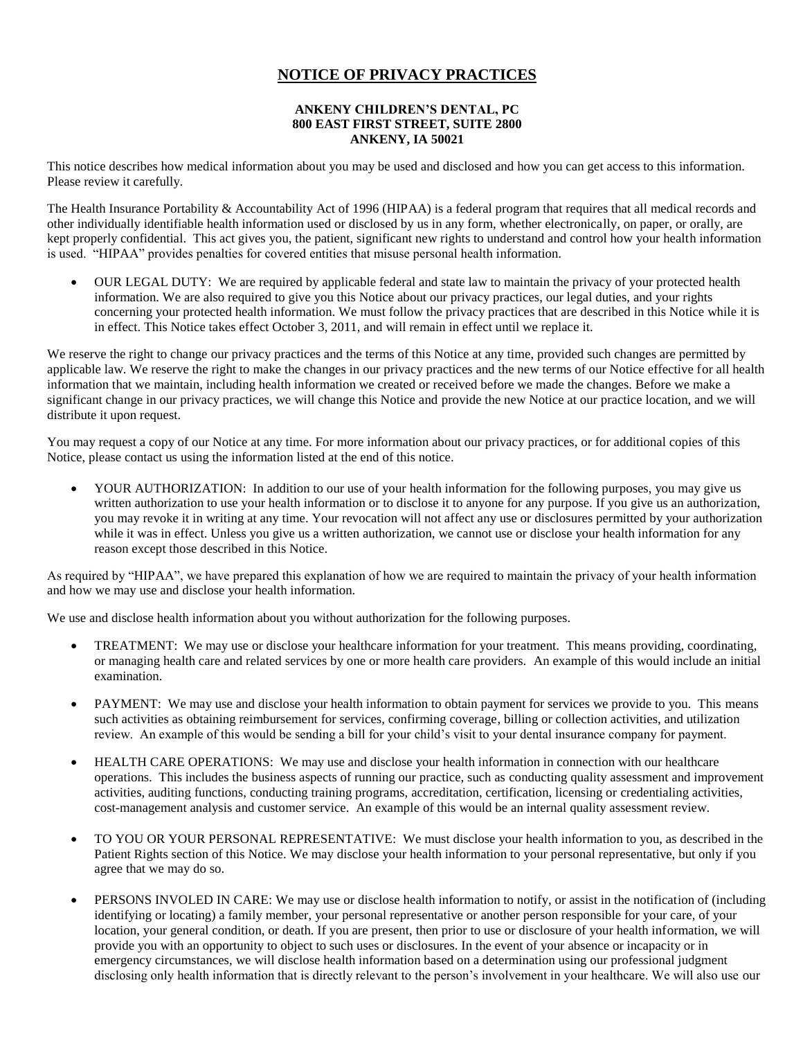# NOTICE OF PRIVACY PRACTICES

**ANKENY CHILDREN'S DENTAL, PC**
**800 EAST FIRST STREET, SUITE 2800**
**ANKENY, IA 50021**

This notice describes how medical information about you may be used and disclosed and how you can get access to this information. Please review it carefully.

The Health Insurance Portability & Accountability Act of 1996 (HIPAA) is a federal program that requires that all medical records and other individually identifiable health information used or disclosed by us in any form, whether electronically, on paper, or orally, are kept properly confidential. This act gives you, the patient, significant new rights to understand and control how your health information is used. "HIPAA" provides penalties for covered entities that misuse personal health information.

- OUR LEGAL DUTY: We are required by applicable federal and state law to maintain the privacy of your protected health information. We are also required to give you this Notice about our privacy practices, our legal duties, and your rights concerning your protected health information. We must follow the privacy practices that are described in this Notice while it is in effect. This Notice takes effect October 3, 2011, and will remain in effect until we replace it.

We reserve the right to change our privacy practices and the terms of this Notice at any time, provided such changes are permitted by applicable law. We reserve the right to make the changes in our privacy practices and the new terms of our Notice effective for all health information that we maintain, including health information we created or received before we made the changes. Before we make a significant change in our privacy practices, we will change this Notice and provide the new Notice at our practice location, and we will distribute it upon request.

You may request a copy of our Notice at any time. For more information about our privacy practices, or for additional copies of this Notice, please contact us using the information listed at the end of this notice.

- YOUR AUTHORIZATION: In addition to our use of your health information for the following purposes, you may give us written authorization to use your health information or to disclose it to anyone for any purpose. If you give us an authorization, you may revoke it in writing at any time. Your revocation will not affect any use or disclosures permitted by your authorization while it was in effect. Unless you give us a written authorization, we cannot use or disclose your health information for any reason except those described in this Notice.

As required by "HIPAA", we have prepared this explanation of how we are required to maintain the privacy of your health information and how we may use and disclose your health information.

We use and disclose health information about you without authorization for the following purposes.

- TREATMENT: We may use or disclose your healthcare information for your treatment. This means providing, coordinating, or managing health care and related services by one or more health care providers. An example of this would include an initial examination.

- PAYMENT: We may use and disclose your health information to obtain payment for services we provide to you. This means such activities as obtaining reimbursement for services, confirming coverage, billing or collection activities, and utilization review. An example of this would be sending a bill for your child's visit to your dental insurance company for payment.

- HEALTH CARE OPERATIONS: We may use and disclose your health information in connection with our healthcare operations. This includes the business aspects of running our practice, such as conducting quality assessment and improvement activities, auditing functions, conducting training programs, accreditation, certification, licensing or credentialing activities, cost-management analysis and customer service. An example of this would be an internal quality assessment review.

- TO YOU OR YOUR PERSONAL REPRESENTATIVE: We must disclose your health information to you, as described in the Patient Rights section of this Notice. We may disclose your health information to your personal representative, but only if you agree that we may do so.

- PERSONS INVOLED IN CARE: We may use or disclose health information to notify, or assist in the notification of (including identifying or locating) a family member, your personal representative or another person responsible for your care, of your location, your general condition, or death. If you are present, then prior to use or disclosure of your health information, we will provide you with an opportunity to object to such uses or disclosures. In the event of your absence or incapacity or in emergency circumstances, we will disclose health information based on a determination using our professional judgment disclosing only health information that is directly relevant to the person's involvement in your healthcare. We will also use our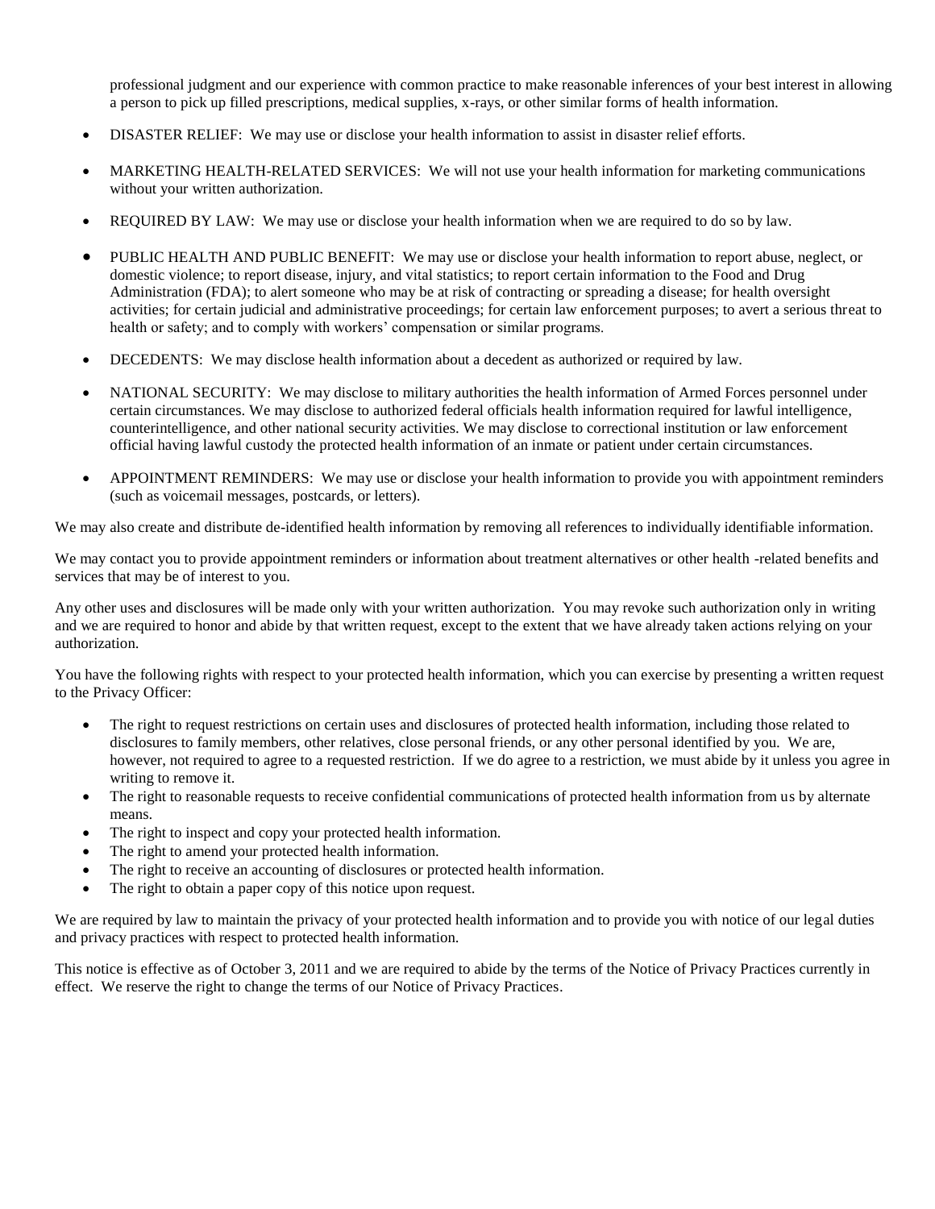professional judgment and our experience with common practice to make reasonable inferences of your best interest in allowing a person to pick up filled prescriptions, medical supplies, x-rays, or other similar forms of health information.

- DISASTER RELIEF: We may use or disclose your health information to assist in disaster relief efforts.
- MARKETING HEALTH-RELATED SERVICES: We will not use your health information for marketing communications without your written authorization.
- REQUIRED BY LAW: We may use or disclose your health information when we are required to do so by law.
- PUBLIC HEALTH AND PUBLIC BENEFIT: We may use or disclose your health information to report abuse, neglect, or domestic violence; to report disease, injury, and vital statistics; to report certain information to the Food and Drug Administration (FDA); to alert someone who may be at risk of contracting or spreading a disease; for health oversight activities; for certain judicial and administrative proceedings; for certain law enforcement purposes; to avert a serious threat to health or safety; and to comply with workers' compensation or similar programs.
- DECEDENTS: We may disclose health information about a decedent as authorized or required by law.
- NATIONAL SECURITY: We may disclose to military authorities the health information of Armed Forces personnel under certain circumstances. We may disclose to authorized federal officials health information required for lawful intelligence, counterintelligence, and other national security activities. We may disclose to correctional institution or law enforcement official having lawful custody the protected health information of an inmate or patient under certain circumstances.
- APPOINTMENT REMINDERS: We may use or disclose your health information to provide you with appointment reminders (such as voicemail messages, postcards, or letters).

We may also create and distribute de-identified health information by removing all references to individually identifiable information.

We may contact you to provide appointment reminders or information about treatment alternatives or other health -related benefits and services that may be of interest to you.

Any other uses and disclosures will be made only with your written authorization. You may revoke such authorization only in writing and we are required to honor and abide by that written request, except to the extent that we have already taken actions relying on your authorization.

You have the following rights with respect to your protected health information, which you can exercise by presenting a written request to the Privacy Officer:

- The right to request restrictions on certain uses and disclosures of protected health information, including those related to disclosures to family members, other relatives, close personal friends, or any other personal identified by you. We are, however, not required to agree to a requested restriction. If we do agree to a restriction, we must abide by it unless you agree in writing to remove it.
- The right to reasonable requests to receive confidential communications of protected health information from us by alternate means.
- The right to inspect and copy your protected health information.
- The right to amend your protected health information.
- The right to receive an accounting of disclosures or protected health information.
- The right to obtain a paper copy of this notice upon request.

We are required by law to maintain the privacy of your protected health information and to provide you with notice of our legal duties and privacy practices with respect to protected health information.

This notice is effective as of October 3, 2011 and we are required to abide by the terms of the Notice of Privacy Practices currently in effect. We reserve the right to change the terms of our Notice of Privacy Practices.